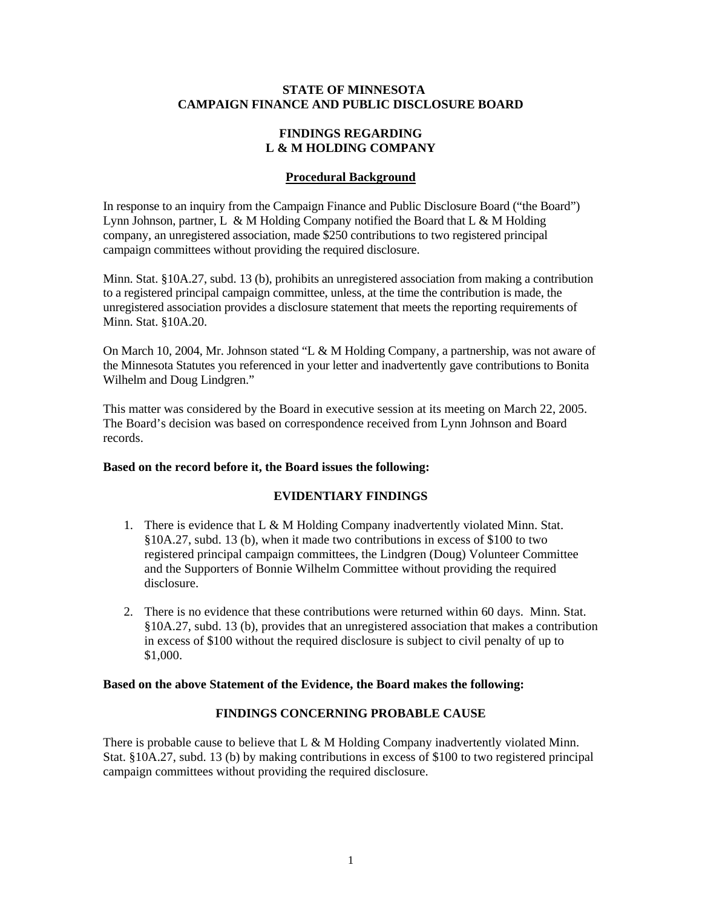**STATE OF MINNESOTA**
**CAMPAIGN FINANCE AND PUBLIC DISCLOSURE BOARD**

**FINDINGS REGARDING**
**L & M HOLDING COMPANY**

## Procedural Background

In response to an inquiry from the Campaign Finance and Public Disclosure Board ("the Board") Lynn Johnson, partner, L & M Holding Company notified the Board that L & M Holding company, an unregistered association, made $250 contributions to two registered principal campaign committees without providing the required disclosure.

Minn. Stat. §10A.27, subd. 13 (b), prohibits an unregistered association from making a contribution to a registered principal campaign committee, unless, at the time the contribution is made, the unregistered association provides a disclosure statement that meets the reporting requirements of Minn. Stat. §10A.20.

On March 10, 2004, Mr. Johnson stated "L & M Holding Company, a partnership, was not aware of the Minnesota Statutes you referenced in your letter and inadvertently gave contributions to Bonita Wilhelm and Doug Lindgren."

This matter was considered by the Board in executive session at its meeting on March 22, 2005. The Board's decision was based on correspondence received from Lynn Johnson and Board records.

**Based on the record before it, the Board issues the following:**

## EVIDENTIARY FINDINGS

1. There is evidence that L & M Holding Company inadvertently violated Minn. Stat. §10A.27, subd. 13 (b), when it made two contributions in excess of $100 to two registered principal campaign committees, the Lindgren (Doug) Volunteer Committee and the Supporters of Bonnie Wilhelm Committee without providing the required disclosure.

2. There is no evidence that these contributions were returned within 60 days. Minn. Stat. §10A.27, subd. 13 (b), provides that an unregistered association that makes a contribution in excess of $100 without the required disclosure is subject to civil penalty of up to $1,000.

**Based on the above Statement of the Evidence, the Board makes the following:**

## FINDINGS CONCERNING PROBABLE CAUSE

There is probable cause to believe that L & M Holding Company inadvertently violated Minn. Stat. §10A.27, subd. 13 (b) by making contributions in excess of $100 to two registered principal campaign committees without providing the required disclosure.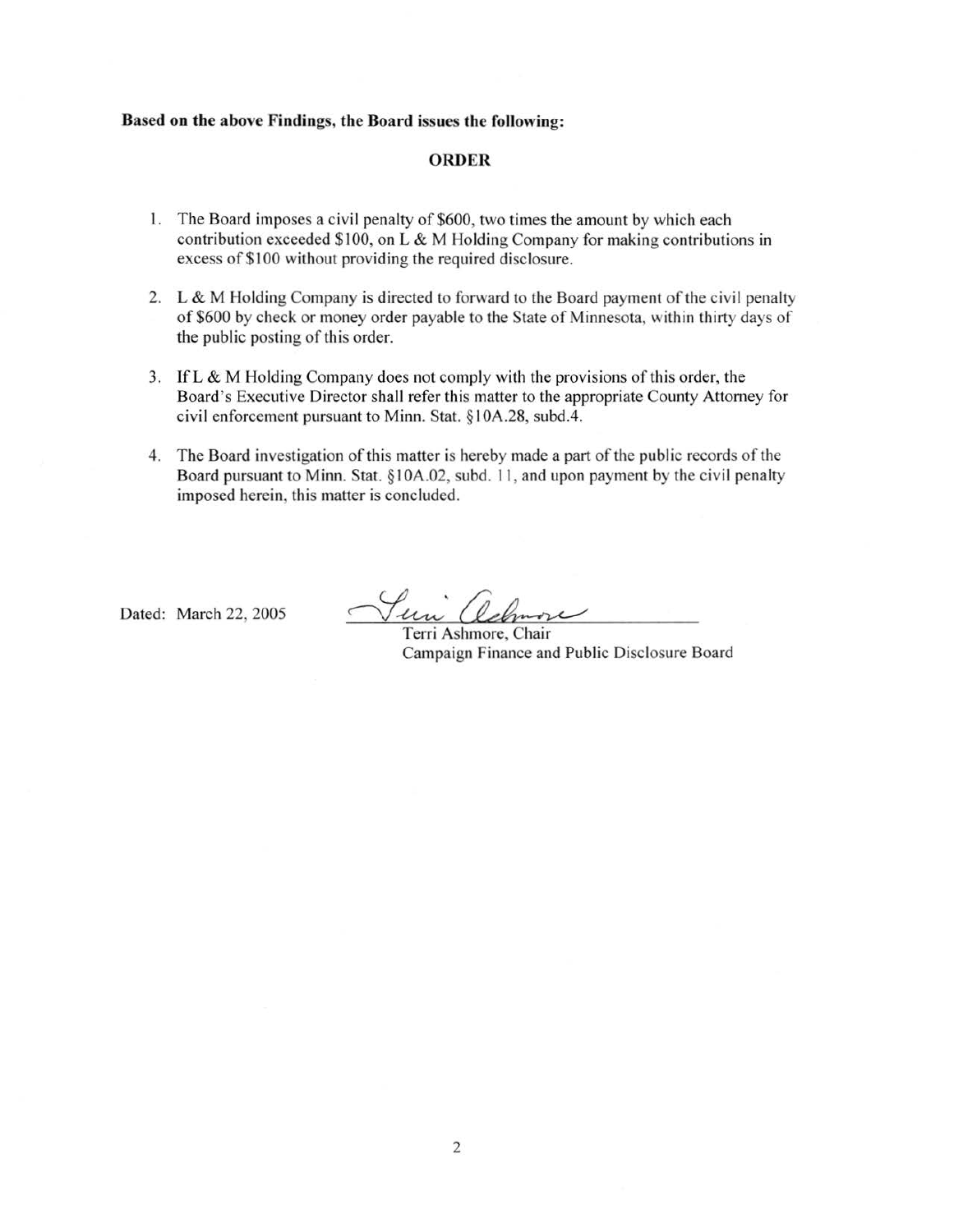**Based on the above Findings, the Board issues the following:**

## ORDER

1. The Board imposes a civil penalty of $600, two times the amount by which each contribution exceeded $100, on L & M Holding Company for making contributions in excess of $100 without providing the required disclosure.

2. L & M Holding Company is directed to forward to the Board payment of the civil penalty of $600 by check or money order payable to the State of Minnesota, within thirty days of the public posting of this order.

3. If L & M Holding Company does not comply with the provisions of this order, the Board's Executive Director shall refer this matter to the appropriate County Attorney for civil enforcement pursuant to Minn. Stat. §10A.28, subd.4.

4. The Board investigation of this matter is hereby made a part of the public records of the Board pursuant to Minn. Stat. §10A.02, subd. 11, and upon payment by the civil penalty imposed herein, this matter is concluded.

Dated: March 22, 2005

Terri Ashmore, Chair
Campaign Finance and Public Disclosure Board